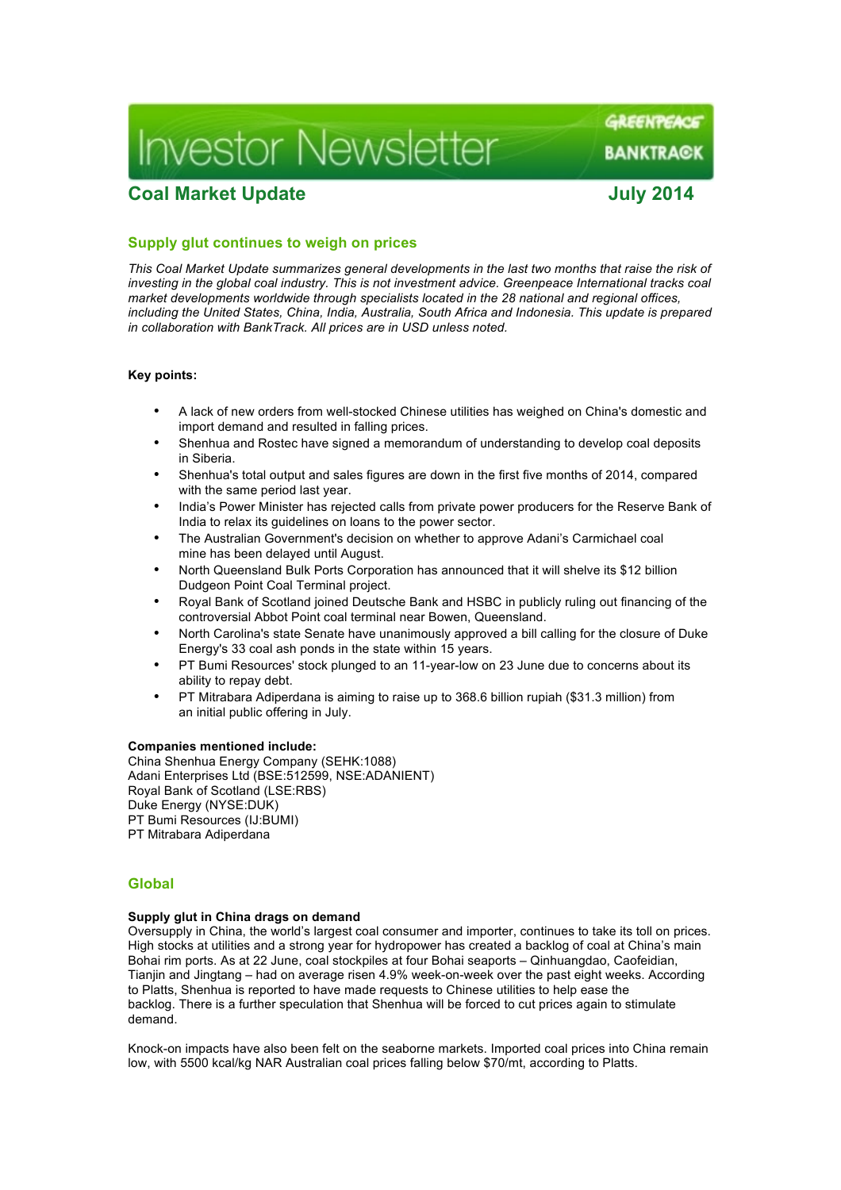# Investor Newsletter

GREENPEACE
BANKTRACK

## Coal Market Update — July 2014

### Supply glut continues to weigh on prices

*This Coal Market Update summarizes general developments in the last two months that raise the risk of investing in the global coal industry. This is not investment advice. Greenpeace International tracks coal market developments worldwide through specialists located in the 28 national and regional offices, including the United States, China, India, Australia, South Africa and Indonesia. This update is prepared in collaboration with BankTrack. All prices are in USD unless noted.*

**Key points:**

- A lack of new orders from well-stocked Chinese utilities has weighed on China's domestic and import demand and resulted in falling prices.
- Shenhua and Rostec have signed a memorandum of understanding to develop coal deposits in Siberia.
- Shenhua's total output and sales figures are down in the first five months of 2014, compared with the same period last year.
- India's Power Minister has rejected calls from private power producers for the Reserve Bank of India to relax its guidelines on loans to the power sector.
- The Australian Government's decision on whether to approve Adani's Carmichael coal mine has been delayed until August.
- North Queensland Bulk Ports Corporation has announced that it will shelve its $12 billion Dudgeon Point Coal Terminal project.
- Royal Bank of Scotland joined Deutsche Bank and HSBC in publicly ruling out financing of the controversial Abbot Point coal terminal near Bowen, Queensland.
- North Carolina's state Senate have unanimously approved a bill calling for the closure of Duke Energy's 33 coal ash ponds in the state within 15 years.
- PT Bumi Resources' stock plunged to an 11-year-low on 23 June due to concerns about its ability to repay debt.
- PT Mitrabara Adiperdana is aiming to raise up to 368.6 billion rupiah ($31.3 million) from an initial public offering in July.

**Companies mentioned include:**
China Shenhua Energy Company (SEHK:1088)
Adani Enterprises Ltd (BSE:512599, NSE:ADANIENT)
Royal Bank of Scotland (LSE:RBS)
Duke Energy (NYSE:DUK)
PT Bumi Resources (IJ:BUMI)
PT Mitrabara Adiperdana

## Global

**Supply glut in China drags on demand**
Oversupply in China, the world's largest coal consumer and importer, continues to take its toll on prices. High stocks at utilities and a strong year for hydropower has created a backlog of coal at China's main Bohai rim ports. As at 22 June, coal stockpiles at four Bohai seaports – Qinhuangdao, Caofeidian, Tianjin and Jingtang – had on average risen 4.9% week-on-week over the past eight weeks. According to Platts, Shenhua is reported to have made requests to Chinese utilities to help ease the backlog. There is a further speculation that Shenhua will be forced to cut prices again to stimulate demand.

Knock-on impacts have also been felt on the seaborne markets. Imported coal prices into China remain low, with 5500 kcal/kg NAR Australian coal prices falling below $70/mt, according to Platts.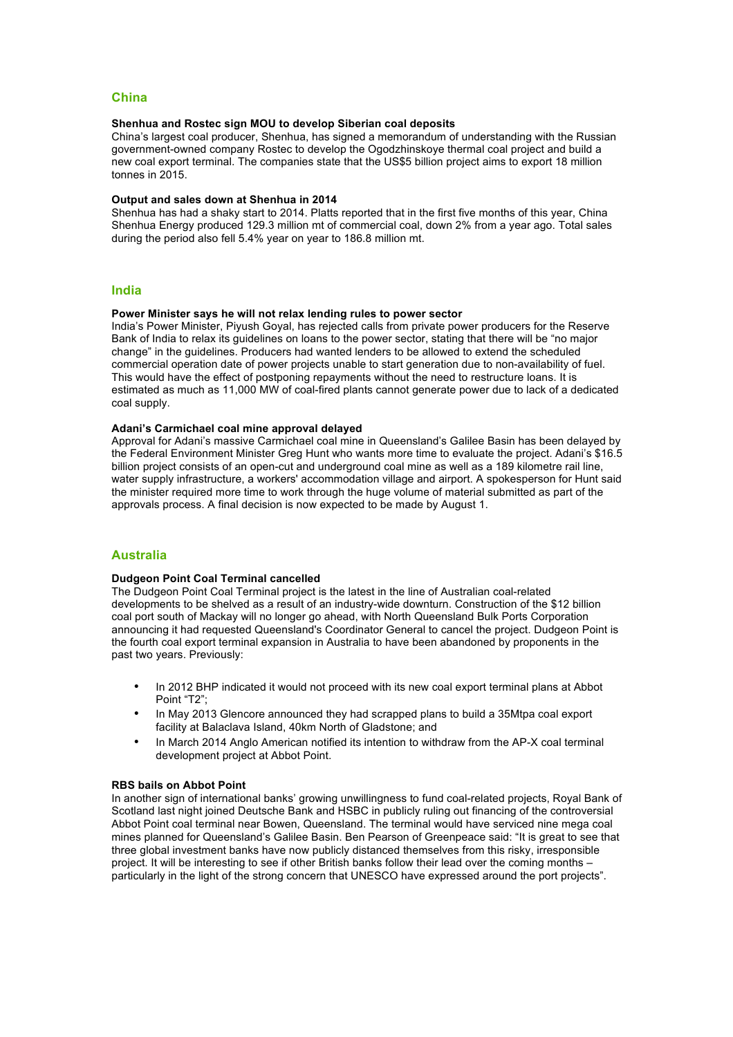## China

### Shenhua and Rostec sign MOU to develop Siberian coal deposits

China's largest coal producer, Shenhua, has signed a memorandum of understanding with the Russian government-owned company Rostec to develop the Ogodzhinskoye thermal coal project and build a new coal export terminal. The companies state that the US$5 billion project aims to export 18 million tonnes in 2015.

### Output and sales down at Shenhua in 2014

Shenhua has had a shaky start to 2014. Platts reported that in the first five months of this year, China Shenhua Energy produced 129.3 million mt of commercial coal, down 2% from a year ago. Total sales during the period also fell 5.4% year on year to 186.8 million mt.

## India

### Power Minister says he will not relax lending rules to power sector

India's Power Minister, Piyush Goyal, has rejected calls from private power producers for the Reserve Bank of India to relax its guidelines on loans to the power sector, stating that there will be "no major change" in the guidelines. Producers had wanted lenders to be allowed to extend the scheduled commercial operation date of power projects unable to start generation due to non-availability of fuel. This would have the effect of postponing repayments without the need to restructure loans. It is estimated as much as 11,000 MW of coal-fired plants cannot generate power due to lack of a dedicated coal supply.

### Adani's Carmichael coal mine approval delayed

Approval for Adani's massive Carmichael coal mine in Queensland's Galilee Basin has been delayed by the Federal Environment Minister Greg Hunt who wants more time to evaluate the project. Adani's $16.5 billion project consists of an open-cut and underground coal mine as well as a 189 kilometre rail line, water supply infrastructure, a workers' accommodation village and airport. A spokesperson for Hunt said the minister required more time to work through the huge volume of material submitted as part of the approvals process. A final decision is now expected to be made by August 1.

## Australia

### Dudgeon Point Coal Terminal cancelled

The Dudgeon Point Coal Terminal project is the latest in the line of Australian coal-related developments to be shelved as a result of an industry-wide downturn. Construction of the $12 billion coal port south of Mackay will no longer go ahead, with North Queensland Bulk Ports Corporation announcing it had requested Queensland's Coordinator General to cancel the project. Dudgeon Point is the fourth coal export terminal expansion in Australia to have been abandoned by proponents in the past two years. Previously:

- In 2012 BHP indicated it would not proceed with its new coal export terminal plans at Abbot Point "T2";
- In May 2013 Glencore announced they had scrapped plans to build a 35Mtpa coal export facility at Balaclava Island, 40km North of Gladstone; and
- In March 2014 Anglo American notified its intention to withdraw from the AP-X coal terminal development project at Abbot Point.

### RBS bails on Abbot Point

In another sign of international banks' growing unwillingness to fund coal-related projects, Royal Bank of Scotland last night joined Deutsche Bank and HSBC in publicly ruling out financing of the controversial Abbot Point coal terminal near Bowen, Queensland. The terminal would have serviced nine mega coal mines planned for Queensland's Galilee Basin. Ben Pearson of Greenpeace said: "It is great to see that three global investment banks have now publicly distanced themselves from this risky, irresponsible project. It will be interesting to see if other British banks follow their lead over the coming months – particularly in the light of the strong concern that UNESCO have expressed around the port projects".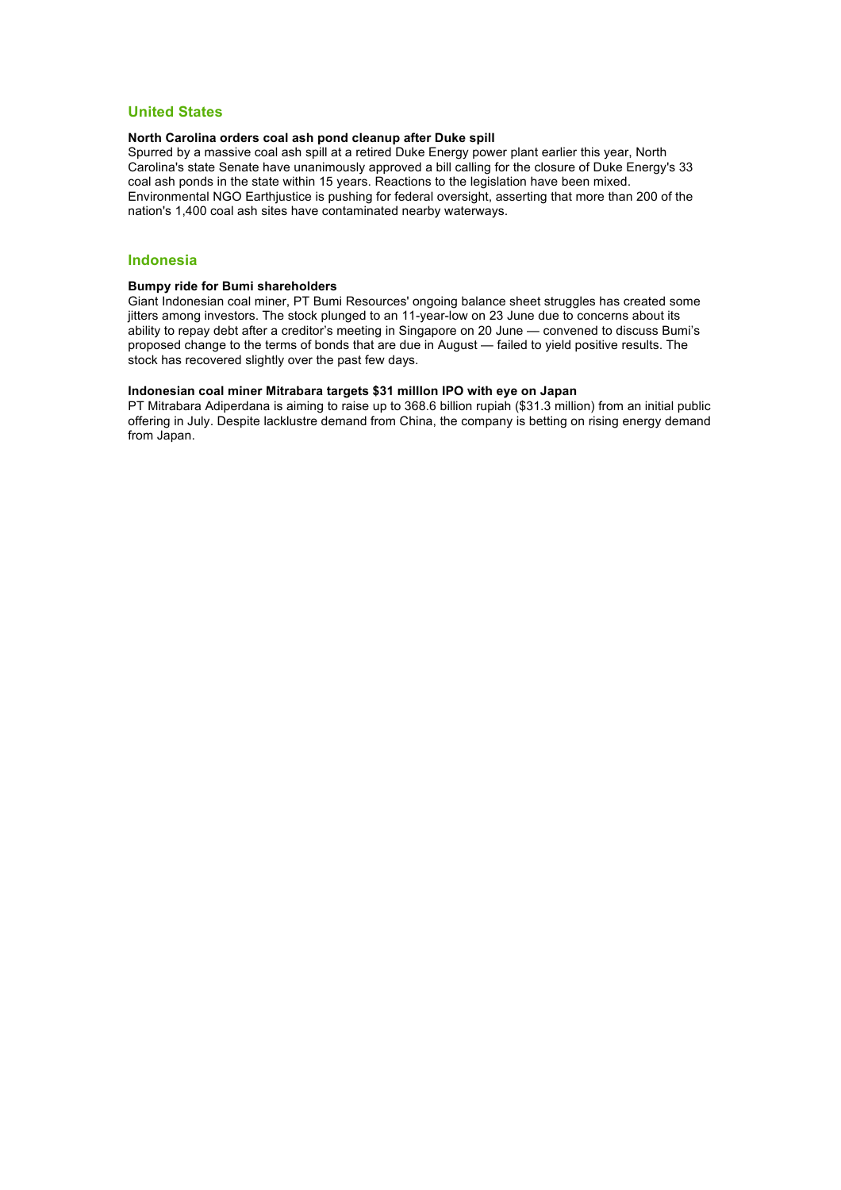## United States

### North Carolina orders coal ash pond cleanup after Duke spill

Spurred by a massive coal ash spill at a retired Duke Energy power plant earlier this year, North Carolina's state Senate have unanimously approved a bill calling for the closure of Duke Energy's 33 coal ash ponds in the state within 15 years. Reactions to the legislation have been mixed. Environmental NGO Earthjustice is pushing for federal oversight, asserting that more than 200 of the nation's 1,400 coal ash sites have contaminated nearby waterways.

## Indonesia

### Bumpy ride for Bumi shareholders

Giant Indonesian coal miner, PT Bumi Resources' ongoing balance sheet struggles has created some jitters among investors. The stock plunged to an 11-year-low on 23 June due to concerns about its ability to repay debt after a creditor's meeting in Singapore on 20 June — convened to discuss Bumi's proposed change to the terms of bonds that are due in August — failed to yield positive results. The stock has recovered slightly over the past few days.

### Indonesian coal miner Mitrabara targets $31 milllon IPO with eye on Japan

PT Mitrabara Adiperdana is aiming to raise up to 368.6 billion rupiah ($31.3 million) from an initial public offering in July. Despite lacklustre demand from China, the company is betting on rising energy demand from Japan.